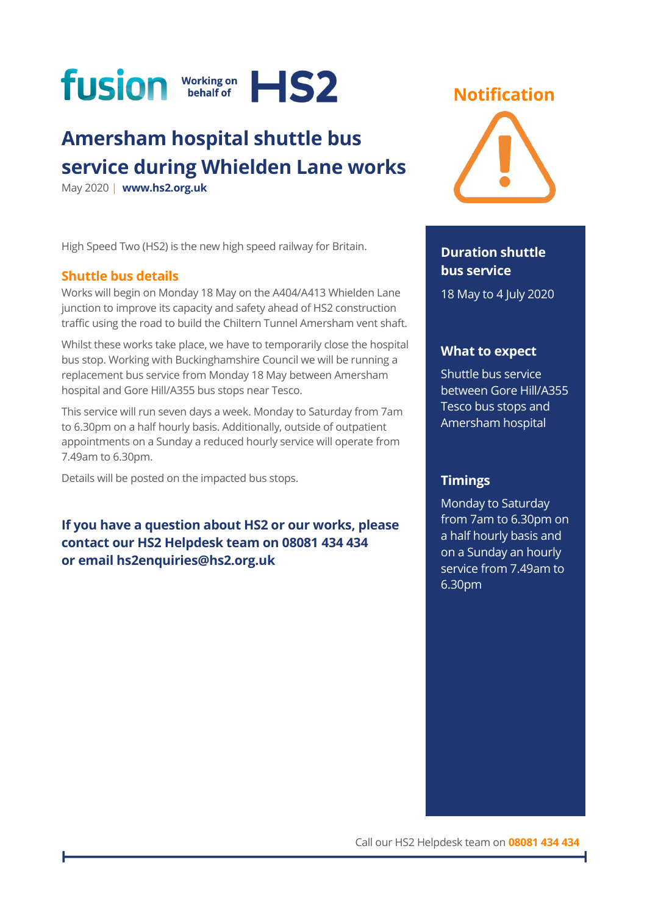fusion Working on behalf of HS2

# Amersham hospital shuttle bus service during Whielden Lane works

May 2020 | **www.hs2.org.uk**

**Notification**

High Speed Two (HS2) is the new high speed railway for Britain.

## Shuttle bus details

Works will begin on Monday 18 May on the A404/A413 Whielden Lane junction to improve its capacity and safety ahead of HS2 construction traffic using the road to build the Chiltern Tunnel Amersham vent shaft.

Whilst these works take place, we have to temporarily close the hospital bus stop. Working with Buckinghamshire Council we will be running a replacement bus service from Monday 18 May between Amersham hospital and Gore Hill/A355 bus stops near Tesco.

This service will run seven days a week. Monday to Saturday from 7am to 6.30pm on a half hourly basis. Additionally, outside of outpatient appointments on a Sunday a reduced hourly service will operate from 7.49am to 6.30pm.

Details will be posted on the impacted bus stops.

**If you have a question about HS2 or our works, please contact our HS2 Helpdesk team on 08081 434 434 or email hs2enquiries@hs2.org.uk**

### Duration shuttle bus service

18 May to 4 July 2020

### What to expect

Shuttle bus service between Gore Hill/A355 Tesco bus stops and Amersham hospital

### Timings

Monday to Saturday from 7am to 6.30pm on a half hourly basis and on a Sunday an hourly service from 7.49am to 6.30pm

Call our HS2 Helpdesk team on **08081 434 434**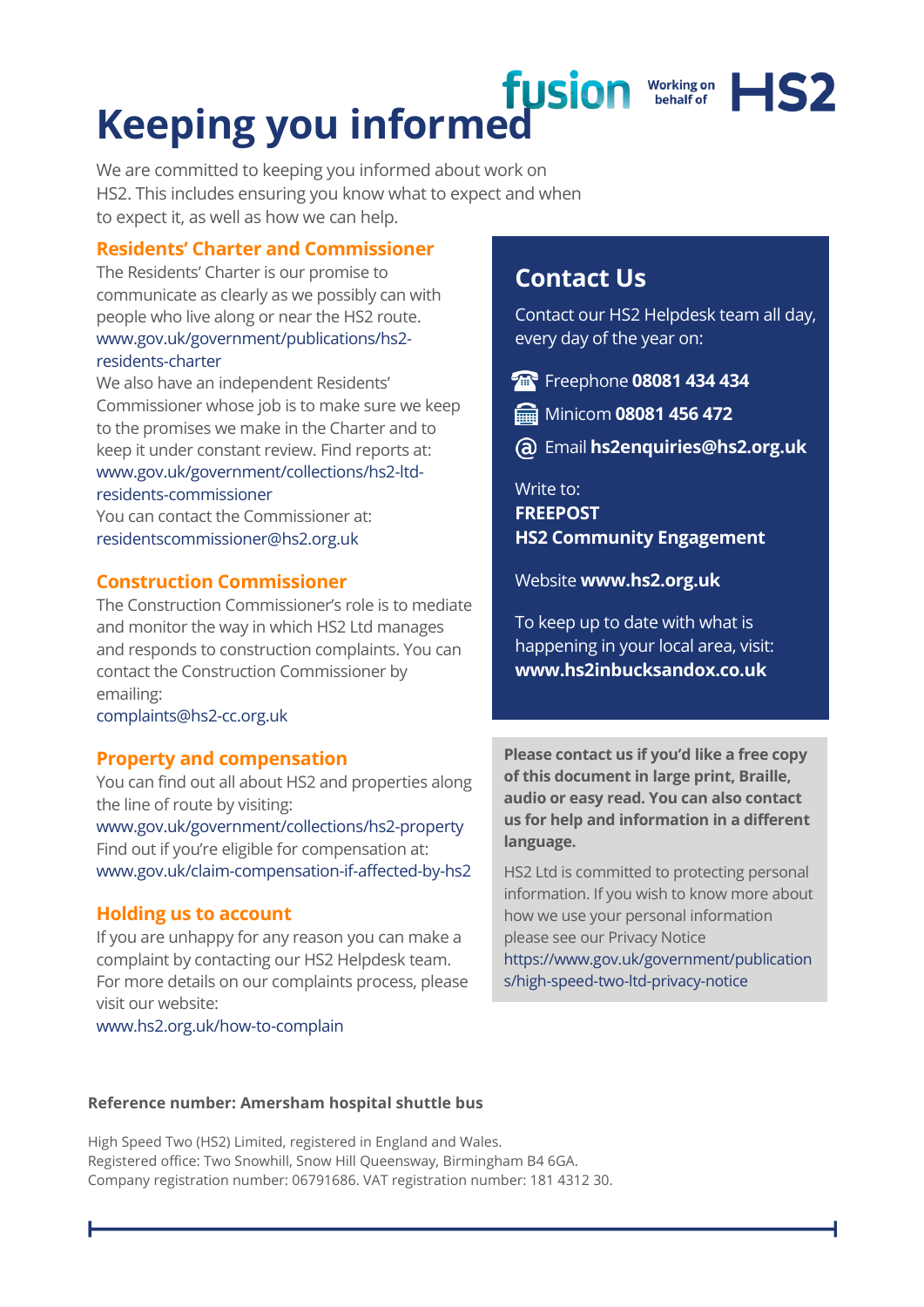# Keeping you informed

We are committed to keeping you informed about work on HS2. This includes ensuring you know what to expect and when to expect it, as well as how we can help.

## Residents' Charter and Commissioner

The Residents' Charter is our promise to communicate as clearly as we possibly can with people who live along or near the HS2 route.
www.gov.uk/government/publications/hs2-residents-charter
We also have an independent Residents' Commissioner whose job is to make sure we keep to the promises we make in the Charter and to keep it under constant review. Find reports at:
www.gov.uk/government/collections/hs2-ltd-residents-commissioner
You can contact the Commissioner at:
residentscommissioner@hs2.org.uk

## Construction Commissioner

The Construction Commissioner's role is to mediate and monitor the way in which HS2 Ltd manages and responds to construction complaints. You can contact the Construction Commissioner by emailing:
complaints@hs2-cc.org.uk

## Property and compensation

You can find out all about HS2 and properties along the line of route by visiting:
www.gov.uk/government/collections/hs2-property
Find out if you're eligible for compensation at:
www.gov.uk/claim-compensation-if-affected-by-hs2

## Holding us to account

If you are unhappy for any reason you can make a complaint by contacting our HS2 Helpdesk team. For more details on our complaints process, please visit our website:
www.hs2.org.uk/how-to-complain

## Contact Us

Contact our HS2 Helpdesk team all day, every day of the year on:

- Freephone **08081 434 434**
- Minicom **08081 456 472**
- Email **hs2enquiries@hs2.org.uk**

Write to:
**FREEPOST**
**HS2 Community Engagement**

Website **www.hs2.org.uk**

To keep up to date with what is happening in your local area, visit:
**www.hs2inbucksandox.co.uk**

**Please contact us if you'd like a free copy of this document in large print, Braille, audio or easy read. You can also contact us for help and information in a different language.**

HS2 Ltd is committed to protecting personal information. If you wish to know more about how we use your personal information please see our Privacy Notice
https://www.gov.uk/government/publications/high-speed-two-ltd-privacy-notice

**Reference number: Amersham hospital shuttle bus**

High Speed Two (HS2) Limited, registered in England and Wales.
Registered office: Two Snowhill, Snow Hill Queensway, Birmingham B4 6GA.
Company registration number: 06791686. VAT registration number: 181 4312 30.